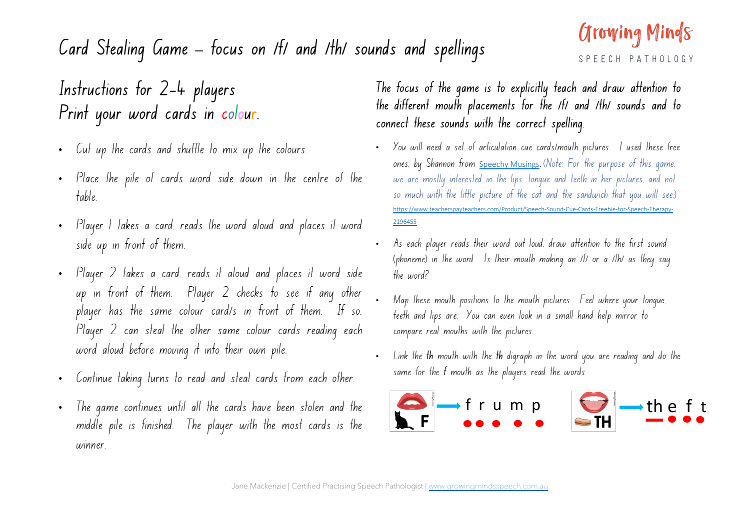# Card Stealing Game – focus on /f/ and /th/ sounds and spellings

Growing Minds
SPEECH PATHOLOGY

## Instructions for 2-4 players
## Print your word cards in colour.

- Cut up the cards and shuffle to mix up the colours.
- Place the pile of cards word side down in the centre of the table.
- Player 1 takes a card, reads the word aloud and places it word side up in front of them.
- Player 2 takes a card, reads it aloud and places it word side up in front of them. Player 2 checks to see if any other player has the same colour card/s in front of them. If so, Player 2 can steal the other same colour cards reading each word aloud before moving it into their own pile.
- Continue taking turns to read and steal cards from each other.
- The game continues until all the cards have been stolen and the middle pile is finished. The player with the most cards is the winner.

The focus of the game is to explicitly teach and draw attention to the different mouth placements for the /f/ and /th/ sounds and to connect these sounds with the correct spelling.

- You will need a set of articulation cue cards/mouth pictures. I used these free ones, by Shannon from [Speechy Musings](https://www.teacherspayteachers.com/Product/Speech-Sound-Cue-Cards-Freebie-for-Speech-Therapy-2196455). (Note: For the purpose of this game, we are mostly interested in the lips, tongue and teeth in her pictures, and not so much with the little picture of the cat and the sandwich that you will see.) https://www.teacherspayteachers.com/Product/Speech-Sound-Cue-Cards-Freebie-for-Speech-Therapy-2196455
- As each player reads their word out loud, draw attention to the first sound (phoneme) in the word. Is their mouth making an /f/ or a /th/ as they say the word?
- Map these mouth positions to the mouth pictures. Feel where your tongue, teeth and lips are. You can even look in a small hand help mirror to compare real mouths with the pictures.
- Link the **th** mouth with the **th** digraph in the word you are reading and do the same for the **f** mouth as the players read the words.

F → f r u m p

TH → th e f t

Jane Mackenzie | Certified Practising Speech Pathologist | [www.growingmindsspeech.com.au](http://www.growingmindsspeech.com.au)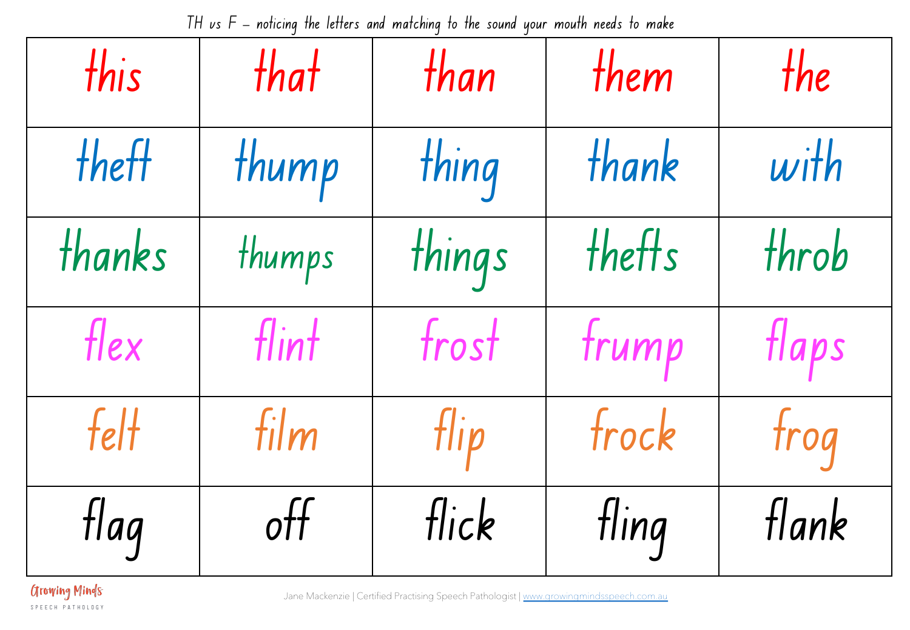TH vs F – noticing the letters and matching to the sound your mouth needs to make

| | | | | |
|---|---|---|---|---|
| this | that | than | them | the |
| theft | thump | thing | thank | with |
| thanks | thumps | things | thefts | throb |
| flex | flint | frost | frump | flaps |
| felt | film | flip | frock | frog |
| flag | off | flick | fling | flank |

Growing Minds SPEECH PATHOLOGY

Jane Mackenzie | Certified Practising Speech Pathologist | www.growingmindsspeech.com.au